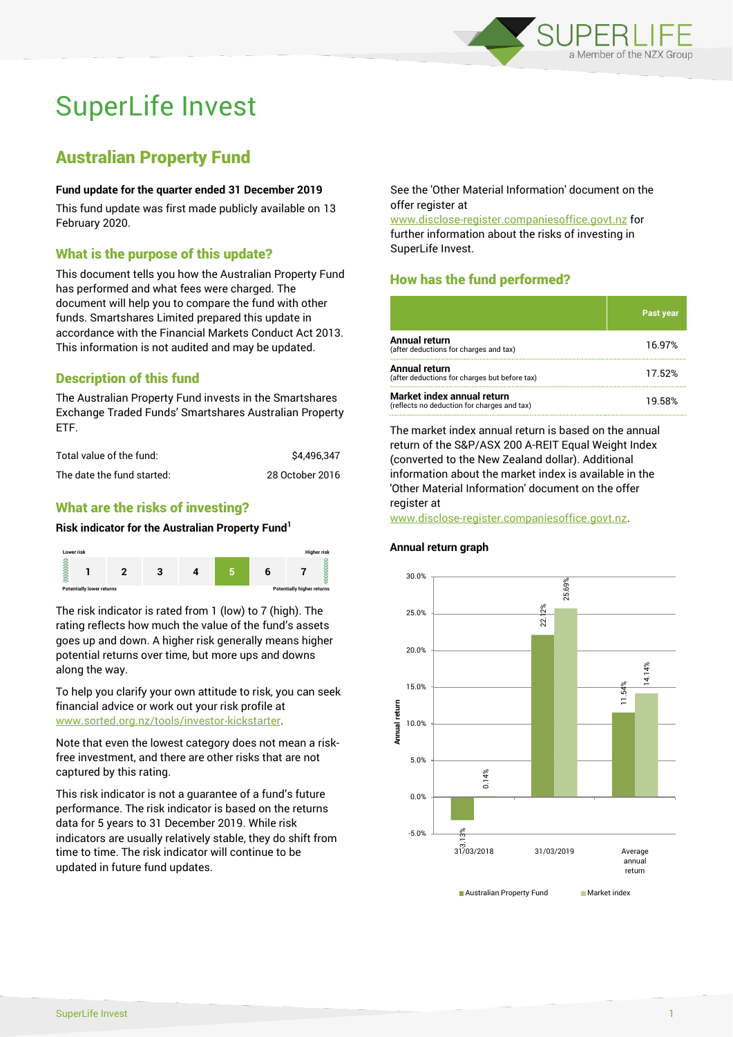# SuperLife Invest

## Australian Property Fund

**Fund update for the quarter ended 31 December 2019**

This fund update was first made publicly available on 13 February 2020.

### What is the purpose of this update?

This document tells you how the Australian Property Fund has performed and what fees were charged. The document will help you to compare the fund with other funds. Smartshares Limited prepared this update in accordance with the Financial Markets Conduct Act 2013. This information is not audited and may be updated.

### Description of this fund

The Australian Property Fund invests in the Smartshares Exchange Traded Funds' Smartshares Australian Property ETF.

| | |
|---|---|
| Total value of the fund: | $4,496,347 |
| The date the fund started: | 28 October 2016 |

### What are the risks of investing?

**Risk indicator for the Australian Property Fund[1]**

| Lower risk | | | | | | Higher risk |
|---|---|---|---|---|---|---|
| 1 | 2 | 3 | 4 | **5** | 6 | 7 |
| Potentially lower returns | | | | | | Potentially higher returns |

The risk indicator is rated from 1 (low) to 7 (high). The rating reflects how much the value of the fund's assets goes up and down. A higher risk generally means higher potential returns over time, but more ups and downs along the way.

To help you clarify your own attitude to risk, you can seek financial advice or work out your risk profile at www.sorted.org.nz/tools/investor-kickstarter.

Note that even the lowest category does not mean a risk-free investment, and there are other risks that are not captured by this rating.

This risk indicator is not a guarantee of a fund's future performance. The risk indicator is based on the returns data for 5 years to 31 December 2019. While risk indicators are usually relatively stable, they do shift from time to time. The risk indicator will continue to be updated in future fund updates.

See the 'Other Material Information' document on the offer register at www.disclose-register.companiesoffice.govt.nz for further information about the risks of investing in SuperLife Invest.

### How has the fund performed?

| | Past year |
|---|---|
| **Annual return** (after deductions for charges and tax) | 16.97% |
| **Annual return** (after deductions for charges but before tax) | 17.52% |
| **Market index annual return** (reflects no deduction for charges and tax) | 19.58% |

The market index annual return is based on the annual return of the S&P/ASX 200 A-REIT Equal Weight Index (converted to the New Zealand dollar). Additional information about the market index is available in the 'Other Material Information' document on the offer register at www.disclose-register.companiesoffice.govt.nz.

**Annual return graph**

| | Australian Property Fund | Market index |
|---|---|---|
| 31/03/2018 | -3.13% | 0.14% |
| 31/03/2019 | 22.12% | 25.69% |
| Average annual return | 11.54% | 14.14% |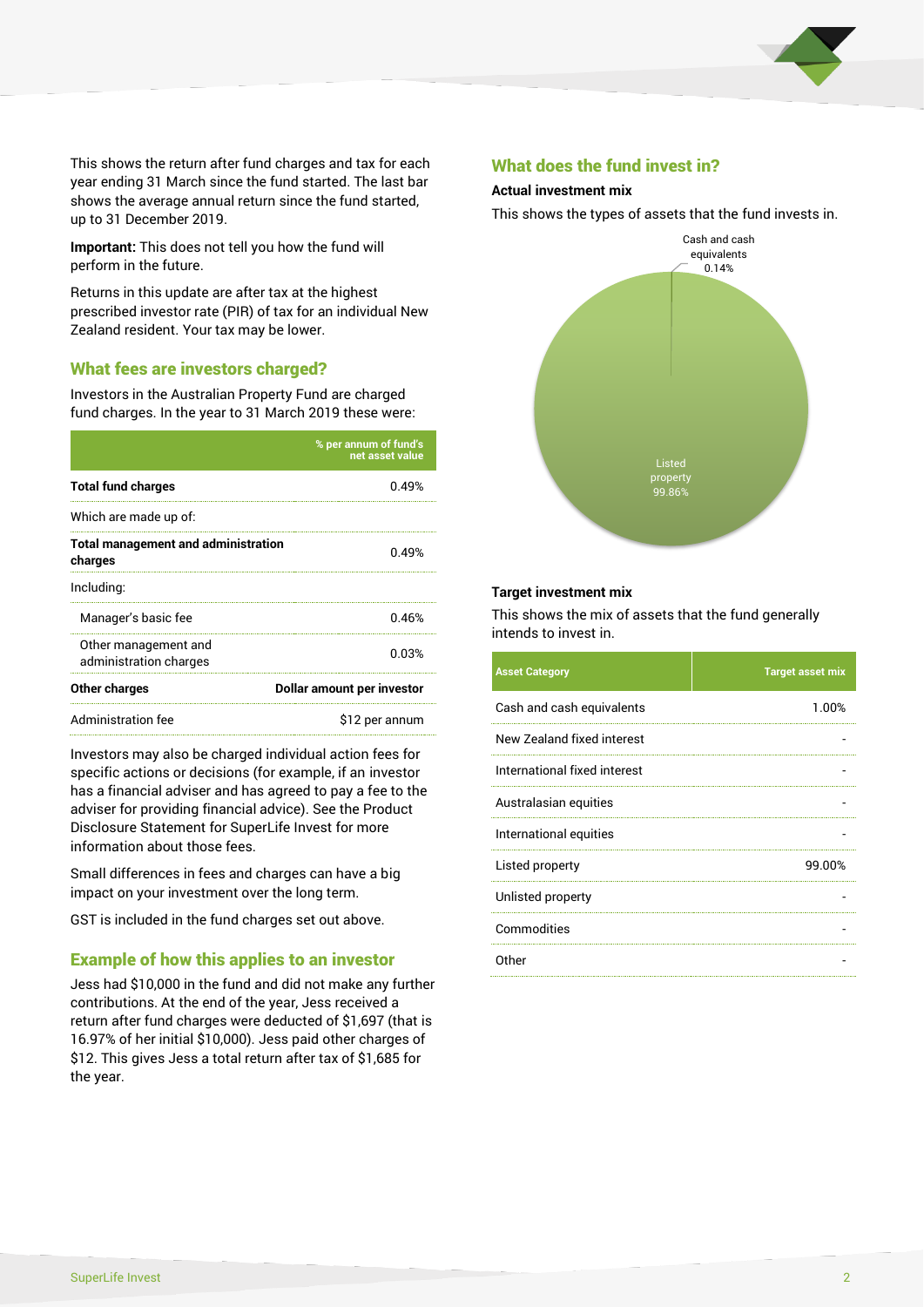This shows the return after fund charges and tax for each year ending 31 March since the fund started. The last bar shows the average annual return since the fund started, up to 31 December 2019.

**Important:** This does not tell you how the fund will perform in the future.

Returns in this update are after tax at the highest prescribed investor rate (PIR) of tax for an individual New Zealand resident. Your tax may be lower.

## What fees are investors charged?

Investors in the Australian Property Fund are charged fund charges. In the year to 31 March 2019 these were:

| | % per annum of fund's net asset value |
|---|---|
| **Total fund charges** | 0.49% |
| Which are made up of: | |
| **Total management and administration charges** | 0.49% |
| Including: | |
| Manager's basic fee | 0.46% |
| Other management and administration charges | 0.03% |
| **Other charges** | **Dollar amount per investor** |
| Administration fee | $12 per annum |

Investors may also be charged individual action fees for specific actions or decisions (for example, if an investor has a financial adviser and has agreed to pay a fee to the adviser for providing financial advice). See the Product Disclosure Statement for SuperLife Invest for more information about those fees.

Small differences in fees and charges can have a big impact on your investment over the long term.

GST is included in the fund charges set out above.

## Example of how this applies to an investor

Jess had $10,000 in the fund and did not make any further contributions. At the end of the year, Jess received a return after fund charges were deducted of $1,697 (that is 16.97% of her initial $10,000). Jess paid other charges of $12. This gives Jess a total return after tax of $1,685 for the year.

## What does the fund invest in?

### Actual investment mix

This shows the types of assets that the fund invests in.

Cash and cash equivalents 0.14%

Listed property 99.86%

### Target investment mix

This shows the mix of assets that the fund generally intends to invest in.

| Asset Category | Target asset mix |
|---|---|
| Cash and cash equivalents | 1.00% |
| New Zealand fixed interest | - |
| International fixed interest | - |
| Australasian equities | - |
| International equities | - |
| Listed property | 99.00% |
| Unlisted property | - |
| Commodities | - |
| Other | - |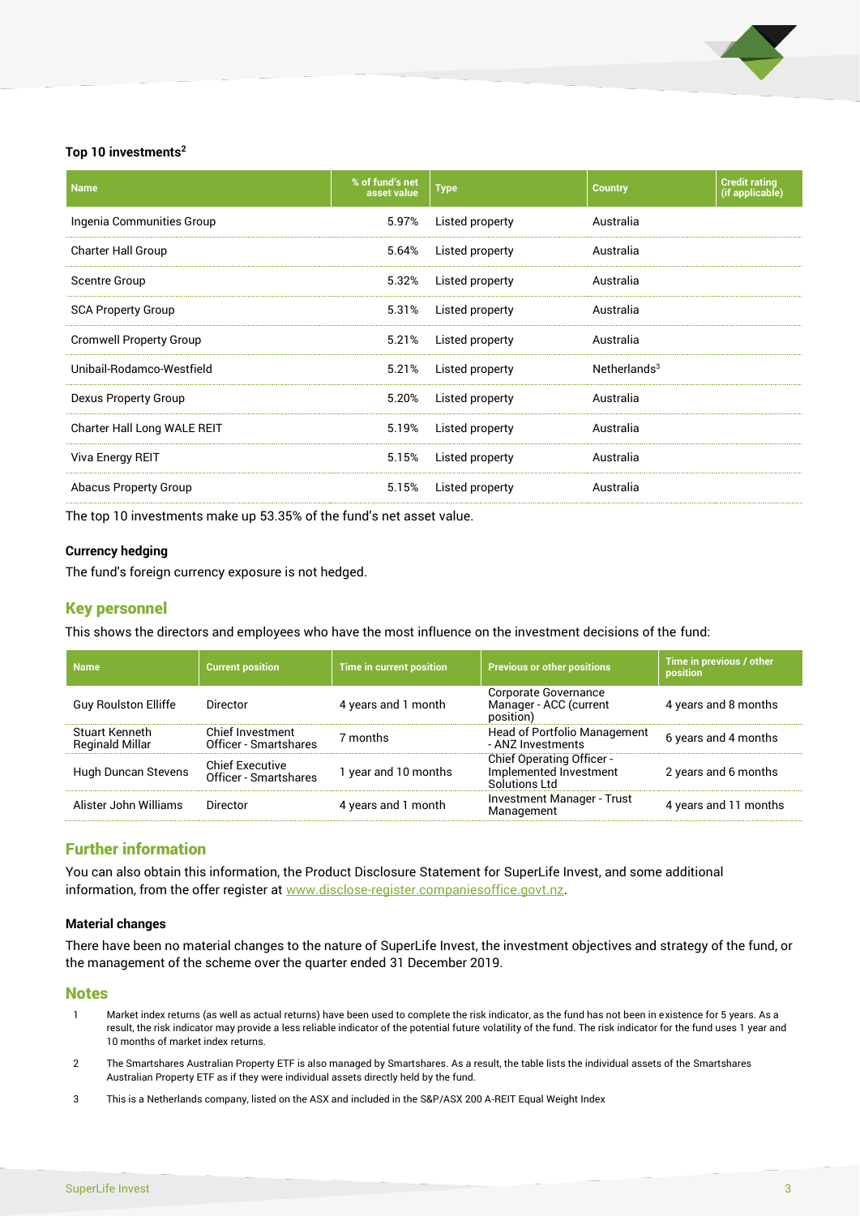### Top 10 investments[2]

| Name | % of fund's net asset value | Type | Country | Credit rating (if applicable) |
|---|---|---|---|---|
| Ingenia Communities Group | 5.97% | Listed property | Australia | |
| Charter Hall Group | 5.64% | Listed property | Australia | |
| Scentre Group | 5.32% | Listed property | Australia | |
| SCA Property Group | 5.31% | Listed property | Australia | |
| Cromwell Property Group | 5.21% | Listed property | Australia | |
| Unibail-Rodamco-Westfield | 5.21% | Listed property | Netherlands[3] | |
| Dexus Property Group | 5.20% | Listed property | Australia | |
| Charter Hall Long WALE REIT | 5.19% | Listed property | Australia | |
| Viva Energy REIT | 5.15% | Listed property | Australia | |
| Abacus Property Group | 5.15% | Listed property | Australia | |

The top 10 investments make up 53.35% of the fund's net asset value.

### Currency hedging

The fund's foreign currency exposure is not hedged.

## Key personnel

This shows the directors and employees who have the most influence on the investment decisions of the fund:

| Name | Current position | Time in current position | Previous or other positions | Time in previous / other position |
|---|---|---|---|---|
| Guy Roulston Elliffe | Director | 4 years and 1 month | Corporate Governance Manager - ACC (current position) | 4 years and 8 months |
| Stuart Kenneth Reginald Millar | Chief Investment Officer - Smartshares | 7 months | Head of Portfolio Management - ANZ Investments | 6 years and 4 months |
| Hugh Duncan Stevens | Chief Executive Officer - Smartshares | 1 year and 10 months | Chief Operating Officer - Implemented Investment Solutions Ltd | 2 years and 6 months |
| Alister John Williams | Director | 4 years and 1 month | Investment Manager - Trust Management | 4 years and 11 months |

## Further information

You can also obtain this information, the Product Disclosure Statement for SuperLife Invest, and some additional information, from the offer register at www.disclose-register.companiesoffice.govt.nz.

### Material changes

There have been no material changes to the nature of SuperLife Invest, the investment objectives and strategy of the fund, or the management of the scheme over the quarter ended 31 December 2019.

## Notes

1. Market index returns (as well as actual returns) have been used to complete the risk indicator, as the fund has not been in existence for 5 years. As a result, the risk indicator may provide a less reliable indicator of the potential future volatility of the fund. The risk indicator for the fund uses 1 year and 10 months of market index returns.
2. The Smartshares Australian Property ETF is also managed by Smartshares. As a result, the table lists the individual assets of the Smartshares Australian Property ETF as if they were individual assets directly held by the fund.
3. This is a Netherlands company, listed on the ASX and included in the S&P/ASX 200 A-REIT Equal Weight Index